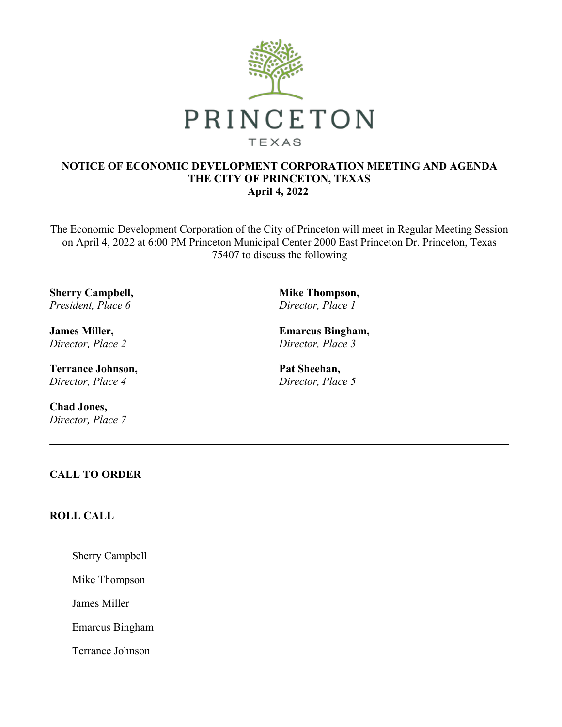PRINCETON

TEXAS

**NOTICE OF ECONOMIC DEVELOPMENT CORPORATION MEETING AND AGENDA**
**THE CITY OF PRINCETON, TEXAS**
**April 4, 2022**

The Economic Development Corporation of the City of Princeton will meet in Regular Meeting Session on April 4, 2022 at 6:00 PM Princeton Municipal Center 2000 East Princeton Dr. Princeton, Texas 75407 to discuss the following

**Sherry Campbell,**
*President, Place 6*

**Mike Thompson,**
*Director, Place 1*

**James Miller,**
*Director, Place 2*

**Emarcus Bingham,**
*Director, Place 3*

**Terrance Johnson,**
*Director, Place 4*

**Pat Sheehan,**
*Director, Place 5*

**Chad Jones,**
*Director, Place 7*

---

**CALL TO ORDER**

**ROLL CALL**

Sherry Campbell

Mike Thompson

James Miller

Emarcus Bingham

Terrance Johnson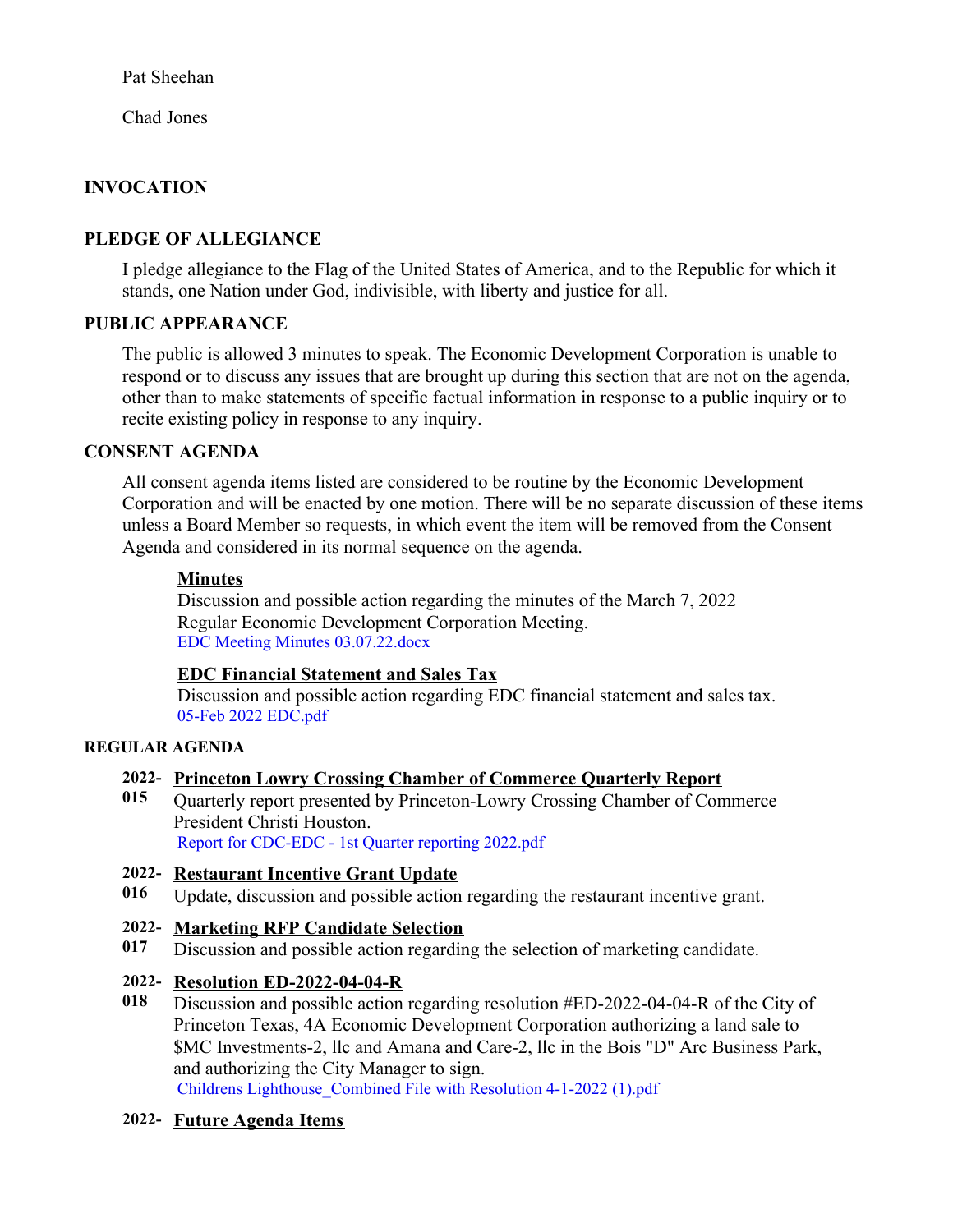Pat Sheehan

Chad Jones

**INVOCATION**

**PLEDGE OF ALLEGIANCE**

I pledge allegiance to the Flag of the United States of America, and to the Republic for which it stands, one Nation under God, indivisible, with liberty and justice for all.

**PUBLIC APPEARANCE**

The public is allowed 3 minutes to speak. The Economic Development Corporation is unable to respond or to discuss any issues that are brought up during this section that are not on the agenda, other than to make statements of specific factual information in response to a public inquiry or to recite existing policy in response to any inquiry.

**CONSENT AGENDA**

All consent agenda items listed are considered to be routine by the Economic Development Corporation and will be enacted by one motion. There will be no separate discussion of these items unless a Board Member so requests, in which event the item will be removed from the Consent Agenda and considered in its normal sequence on the agenda.

**Minutes**
Discussion and possible action regarding the minutes of the March 7, 2022 Regular Economic Development Corporation Meeting.
EDC Meeting Minutes 03.07.22.docx

**EDC Financial Statement and Sales Tax**
Discussion and possible action regarding EDC financial statement and sales tax.
05-Feb 2022 EDC.pdf

**REGULAR AGENDA**

**2022-015** **Princeton Lowry Crossing Chamber of Commerce Quarterly Report**
Quarterly report presented by Princeton-Lowry Crossing Chamber of Commerce President Christi Houston.
Report for CDC-EDC - 1st Quarter reporting 2022.pdf

**2022-016** **Restaurant Incentive Grant Update**
Update, discussion and possible action regarding the restaurant incentive grant.

**2022-017** **Marketing RFP Candidate Selection**
Discussion and possible action regarding the selection of marketing candidate.

**2022-018** **Resolution ED-2022-04-04-R**
Discussion and possible action regarding resolution #ED-2022-04-04-R of the City of Princeton Texas, 4A Economic Development Corporation authorizing a land sale to $MC Investments-2, llc and Amana and Care-2, llc in the Bois "D" Arc Business Park, and authorizing the City Manager to sign.
Childrens Lighthouse_Combined File with Resolution 4-1-2022 (1).pdf

**2022-** **Future Agenda Items**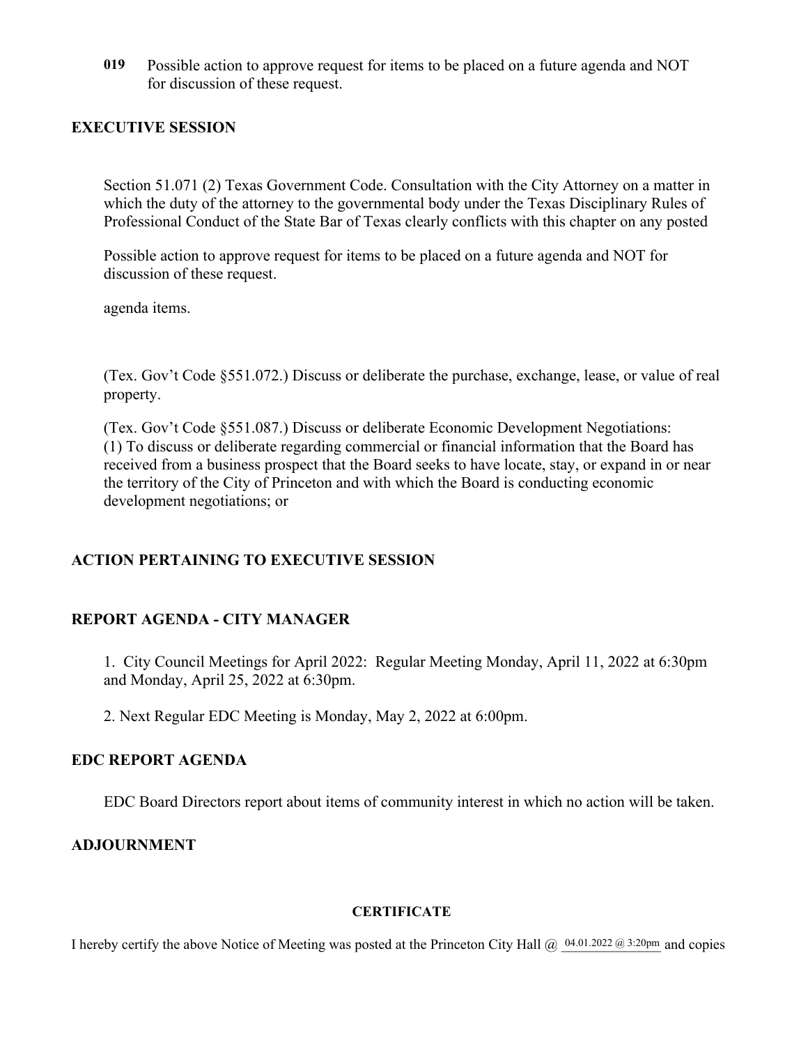**019** Possible action to approve request for items to be placed on a future agenda and NOT for discussion of these request.

## EXECUTIVE SESSION

Section 51.071 (2) Texas Government Code. Consultation with the City Attorney on a matter in which the duty of the attorney to the governmental body under the Texas Disciplinary Rules of Professional Conduct of the State Bar of Texas clearly conflicts with this chapter on any posted

Possible action to approve request for items to be placed on a future agenda and NOT for discussion of these request.

agenda items.

(Tex. Gov't Code §551.072.) Discuss or deliberate the purchase, exchange, lease, or value of real property.

(Tex. Gov't Code §551.087.) Discuss or deliberate Economic Development Negotiations:
(1) To discuss or deliberate regarding commercial or financial information that the Board has received from a business prospect that the Board seeks to have locate, stay, or expand in or near the territory of the City of Princeton and with which the Board is conducting economic development negotiations; or

## ACTION PERTAINING TO EXECUTIVE SESSION

## REPORT AGENDA - CITY MANAGER

1. City Council Meetings for April 2022: Regular Meeting Monday, April 11, 2022 at 6:30pm and Monday, April 25, 2022 at 6:30pm.

2. Next Regular EDC Meeting is Monday, May 2, 2022 at 6:00pm.

## EDC REPORT AGENDA

EDC Board Directors report about items of community interest in which no action will be taken.

## ADJOURNMENT

**CERTIFICATE**

I hereby certify the above Notice of Meeting was posted at the Princeton City Hall @ 04.01.2022 @ 3:20pm and copies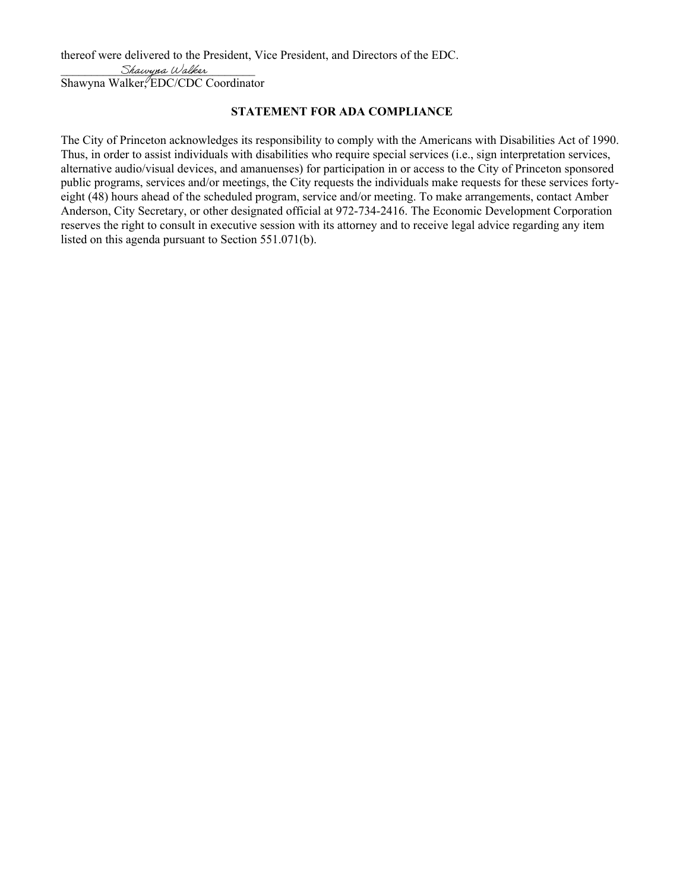thereof were delivered to the President, Vice President, and Directors of the EDC.

Shawyna Walker

Shawyna Walker, EDC/CDC Coordinator

**STATEMENT FOR ADA COMPLIANCE**

The City of Princeton acknowledges its responsibility to comply with the Americans with Disabilities Act of 1990. Thus, in order to assist individuals with disabilities who require special services (i.e., sign interpretation services, alternative audio/visual devices, and amanuenses) for participation in or access to the City of Princeton sponsored public programs, services and/or meetings, the City requests the individuals make requests for these services forty-eight (48) hours ahead of the scheduled program, service and/or meeting. To make arrangements, contact Amber Anderson, City Secretary, or other designated official at 972-734-2416. The Economic Development Corporation reserves the right to consult in executive session with its attorney and to receive legal advice regarding any item listed on this agenda pursuant to Section 551.071(b).